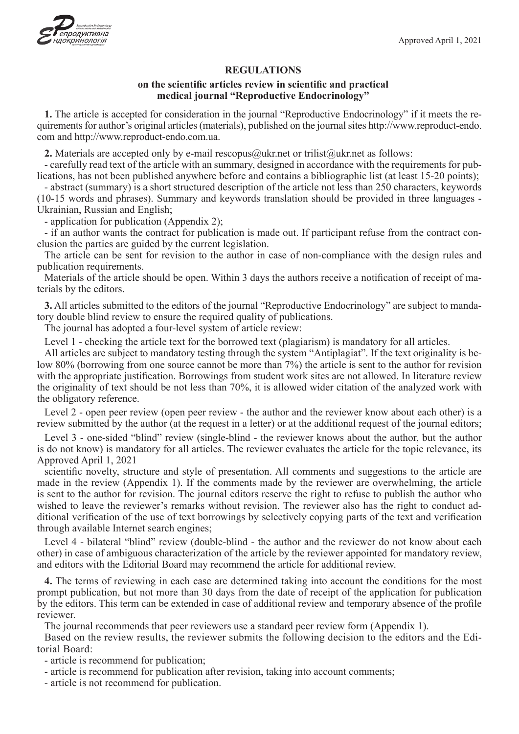Approved April 1, 2021

## REGULATIONS

### on the scientific articles review in scientific and practical medical journal "Reproductive Endocrinology"

**1.** The article is accepted for consideration in the journal "Reproductive Endocrinology" if it meets the requirements for author's original articles (materials), published on the journal sites http://www.reproduct-endo.com and http://www.reproduct-endo.com.ua.

**2.** Materials are accepted only by e-mail rescopus@ukr.net or trilist@ukr.net as follows:

- carefully read text of the article with an summary, designed in accordance with the requirements for publications, has not been published anywhere before and contains a bibliographic list (at least 15-20 points);
- abstract (summary) is a short structured description of the article not less than 250 characters, keywords (10-15 words and phrases). Summary and keywords translation should be provided in three languages - Ukrainian, Russian and English;
- application for publication (Appendix 2);
- if an author wants the contract for publication is made out. If participant refuse from the contract conclusion the parties are guided by the current legislation.

The article can be sent for revision to the author in case of non-compliance with the design rules and publication requirements.

Materials of the article should be open. Within 3 days the authors receive a notification of receipt of materials by the editors.

**3.** All articles submitted to the editors of the journal "Reproductive Endocrinology" are subject to mandatory double blind review to ensure the required quality of publications.

The journal has adopted a four-level system of article review:

Level 1 - checking the article text for the borrowed text (plagiarism) is mandatory for all articles.

All articles are subject to mandatory testing through the system "Antiplagiat". If the text originality is below 80% (borrowing from one source cannot be more than 7%) the article is sent to the author for revision with the appropriate justification. Borrowings from student work sites are not allowed. In literature review the originality of text should be not less than 70%, it is allowed wider citation of the analyzed work with the obligatory reference.

Level 2 - open peer review (open peer review - the author and the reviewer know about each other) is a review submitted by the author (at the request in a letter) or at the additional request of the journal editors;

Level 3 - one-sided "blind" review (single-blind - the reviewer knows about the author, but the author is do not know) is mandatory for all articles. The reviewer evaluates the article for the topic relevance, its scientific novelty, structure and style of presentation. All comments and suggestions to the article are made in the review (Appendix 1). If the comments made by the reviewer are overwhelming, the article is sent to the author for revision. The journal editors reserve the right to refuse to publish the author who wished to leave the reviewer's remarks without revision. The reviewer also has the right to conduct additional verification of the use of text borrowings by selectively copying parts of the text and verification through available Internet search engines;

Level 4 - bilateral "blind" review (double-blind - the author and the reviewer do not know about each other) in case of ambiguous characterization of the article by the reviewer appointed for mandatory review, and editors with the Editorial Board may recommend the article for additional review.

**4.** The terms of reviewing in each case are determined taking into account the conditions for the most prompt publication, but not more than 30 days from the date of receipt of the application for publication by the editors. This term can be extended in case of additional review and temporary absence of the profile reviewer.

The journal recommends that peer reviewers use a standard peer review form (Appendix 1).

Based on the review results, the reviewer submits the following decision to the editors and the Editorial Board:

- article is recommend for publication;
- article is recommend for publication after revision, taking into account comments;
- article is not recommend for publication.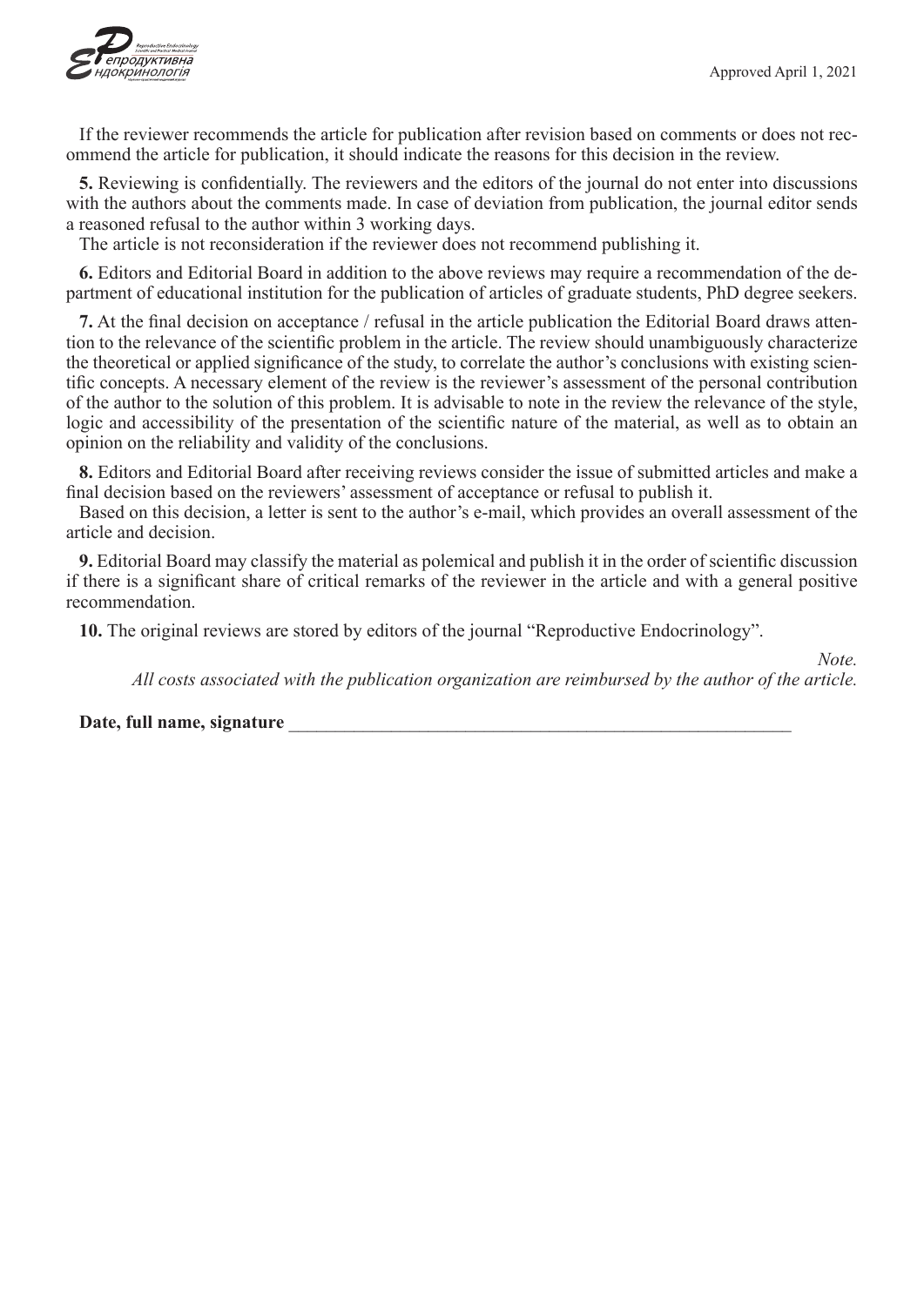If the reviewer recommends the article for publication after revision based on comments or does not recommend the article for publication, it should indicate the reasons for this decision in the review.

**5.** Reviewing is confidentially. The reviewers and the editors of the journal do not enter into discussions with the authors about the comments made. In case of deviation from publication, the journal editor sends a reasoned refusal to the author within 3 working days.

The article is not reconsideration if the reviewer does not recommend publishing it.

**6.** Editors and Editorial Board in addition to the above reviews may require a recommendation of the department of educational institution for the publication of articles of graduate students, PhD degree seekers.

**7.** At the final decision on acceptance / refusal in the article publication the Editorial Board draws attention to the relevance of the scientific problem in the article. The review should unambiguously characterize the theoretical or applied significance of the study, to correlate the author's conclusions with existing scientific concepts. A necessary element of the review is the reviewer's assessment of the personal contribution of the author to the solution of this problem. It is advisable to note in the review the relevance of the style, logic and accessibility of the presentation of the scientific nature of the material, as well as to obtain an opinion on the reliability and validity of the conclusions.

**8.** Editors and Editorial Board after receiving reviews consider the issue of submitted articles and make a final decision based on the reviewers' assessment of acceptance or refusal to publish it.

Based on this decision, a letter is sent to the author's e-mail, which provides an overall assessment of the article and decision.

**9.** Editorial Board may classify the material as polemical and publish it in the order of scientific discussion if there is a significant share of critical remarks of the reviewer in the article and with a general positive recommendation.

**10.** The original reviews are stored by editors of the journal "Reproductive Endocrinology".

*Note.*
*All costs associated with the publication organization are reimbursed by the author of the article.*

**Date, full name, signature** ________________________________________________________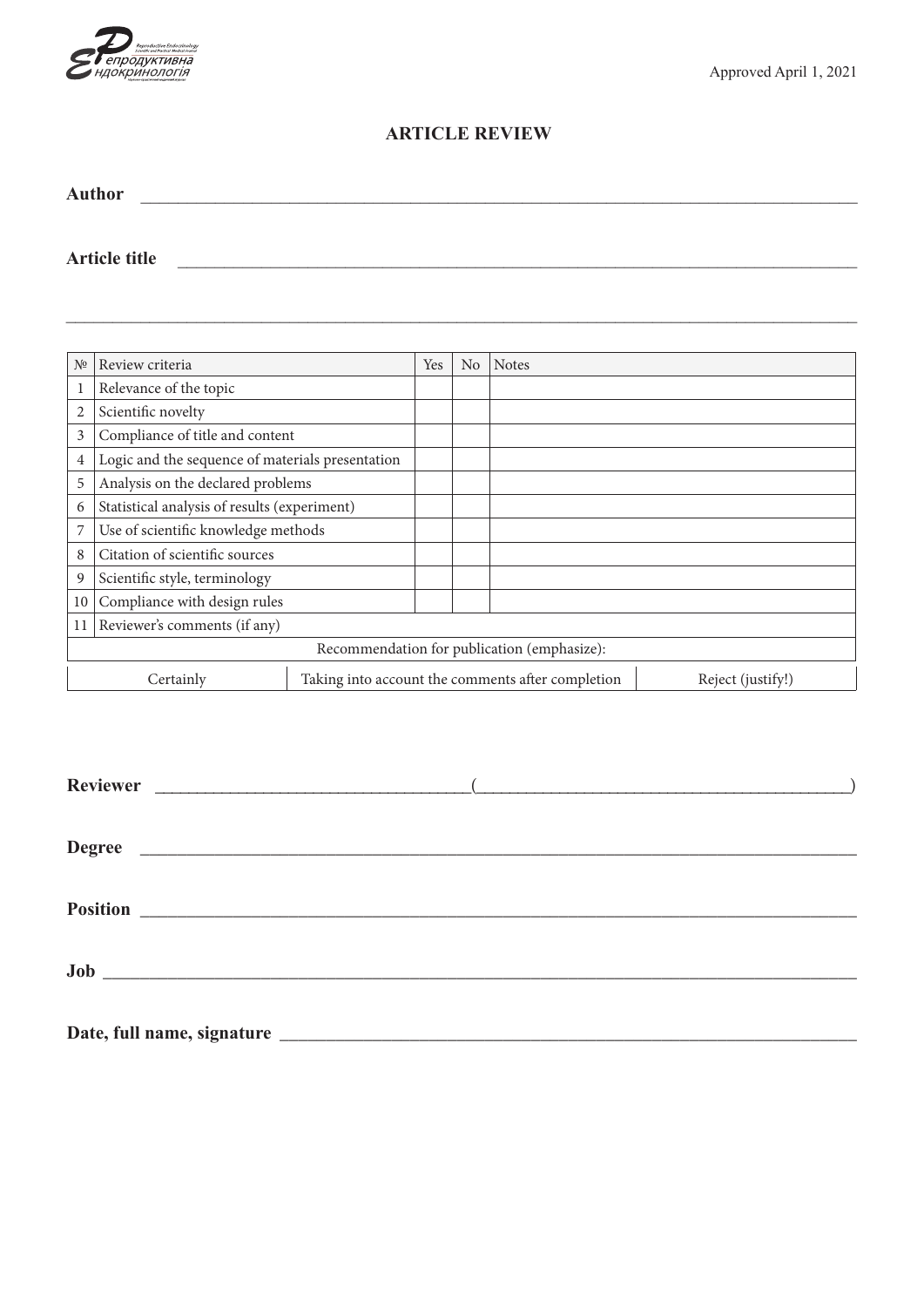Approved April 1, 2021

# ARTICLE REVIEW

**Author** ___________________________________________________________________________

**Article title** ______________________________________________________________________

_______________________________________________________________________________

| № | Review criteria | Yes | No | Notes |
|---|---|---|---|---|
| 1 | Relevance of the topic | | | |
| 2 | Scientific novelty | | | |
| 3 | Compliance of title and content | | | |
| 4 | Logic and the sequence of materials presentation | | | |
| 5 | Analysis on the declared problems | | | |
| 6 | Statistical analysis of results (experiment) | | | |
| 7 | Use of scientific knowledge methods | | | |
| 8 | Citation of scientific sources | | | |
| 9 | Scientific style, terminology | | | |
| 10 | Compliance with design rules | | | |
| 11 | Reviewer's comments (if any) | | | |

Recommendation for publication (emphasize):

| Certainly | Taking into account the comments after completion | Reject (justify!) |
|---|---|---|

**Reviewer** _________________________________(_______________________________________)

**Degree** ___________________________________________________________________________

**Position** __________________________________________________________________________

**Job** _______________________________________________________________________________

**Date, full name, signature** __________________________________________________________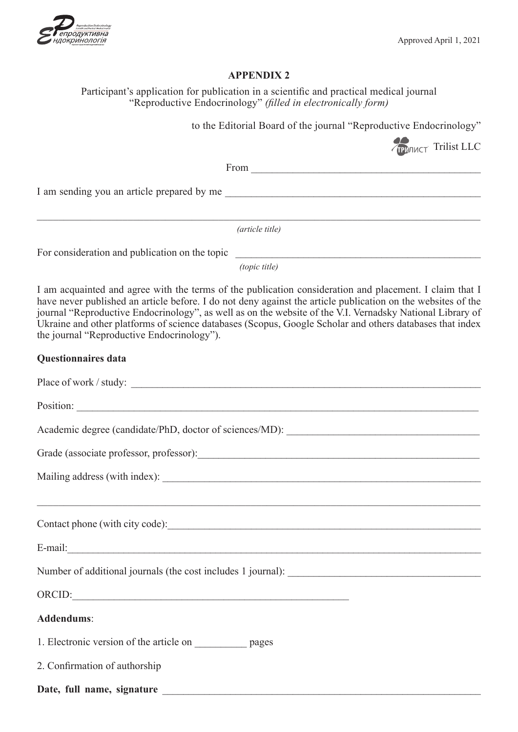Approved April 1, 2021

**APPENDIX 2**

Participant's application for publication in a scientific and practical medical journal "Reproductive Endocrinology" *(filled in electronically form)*

to the Editorial Board of the journal "Reproductive Endocrinology"

Trilist LLC

From ___________________________________________

I am sending you an article prepared by me _________________________________________________

_____________________________________________________________________________________

*(article title)*

For consideration and publication on the topic _______________________________________________

*(topic title)*

I am acquainted and agree with the terms of the publication consideration and placement. I claim that I have never published an article before. I do not deny against the article publication on the websites of the journal "Reproductive Endocrinology", as well as on the website of the V.I. Vernadsky National Library of Ukraine and other platforms of science databases (Scopus, Google Scholar and others databases that index the journal "Reproductive Endocrinology").

**Questionnaires data**

Place of work / study: _____________________________________________________________________

Position: _______________________________________________________________________________

Academic degree (candidate/PhD, doctor of sciences/MD): _____________________________________

Grade (associate professor, professor):________________________________________________________

Mailing address (with index): _______________________________________________________________

_____________________________________________________________________________________

Contact phone (with city code):______________________________________________________________

E-mail:_________________________________________________________________________________

Number of additional journals (the cost includes 1 journal): _____________________________________

ORCID:______________________________________________________

**Addendums**:

1. Electronic version of the article on __________ pages

2. Confirmation of authorship

**Date, full name, signature** ________________________________________________________________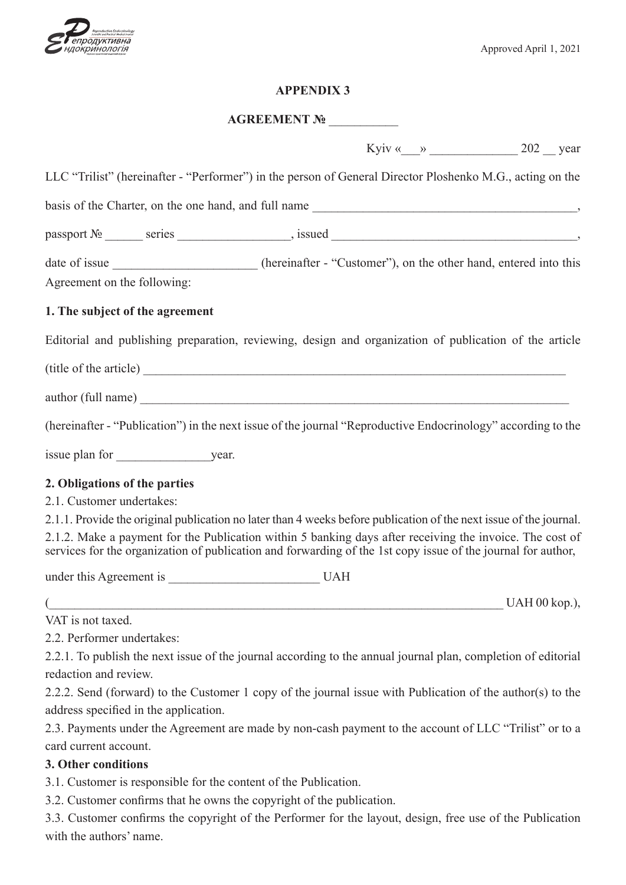Approved April 1, 2021

**APPENDIX 3**

**AGREEMENT № ___________**

Kyiv «___» ______________ 202 __ year

LLC "Trilist" (hereinafter - "Performer") in the person of General Director Ploshenko M.G., acting on the basis of the Charter, on the one hand, and full name ___________________________________________,

passport № ______ series __________________, issued ________________________________________,

date of issue _______________________ (hereinafter - "Customer"), on the other hand, entered into this Agreement on the following:

**1. The subject of the agreement**

Editorial and publishing preparation, reviewing, design and organization of publication of the article

(title of the article) _________________________________________________________________________

author (full name) __________________________________________________________________________

(hereinafter - "Publication") in the next issue of the journal "Reproductive Endocrinology" according to the issue plan for _______________year.

**2. Obligations of the parties**

2.1. Customer undertakes:

2.1.1. Provide the original publication no later than 4 weeks before publication of the next issue of the journal.

2.1.2. Make a payment for the Publication within 5 banking days after receiving the invoice. The cost of services for the organization of publication and forwarding of the 1st copy issue of the journal for author, under this Agreement is ________________________ UAH

(___________________________________________________________________________ UAH 00 kop.),

VAT is not taxed.

2.2. Performer undertakes:

2.2.1. To publish the next issue of the journal according to the annual journal plan, completion of editorial redaction and review.

2.2.2. Send (forward) to the Customer 1 copy of the journal issue with Publication of the author(s) to the address specified in the application.

2.3. Payments under the Agreement are made by non-cash payment to the account of LLC "Trilist" or to a card current account.

**3. Other conditions**

3.1. Customer is responsible for the content of the Publication.

3.2. Customer confirms that he owns the copyright of the publication.

3.3. Customer confirms the copyright of the Performer for the layout, design, free use of the Publication with the authors' name.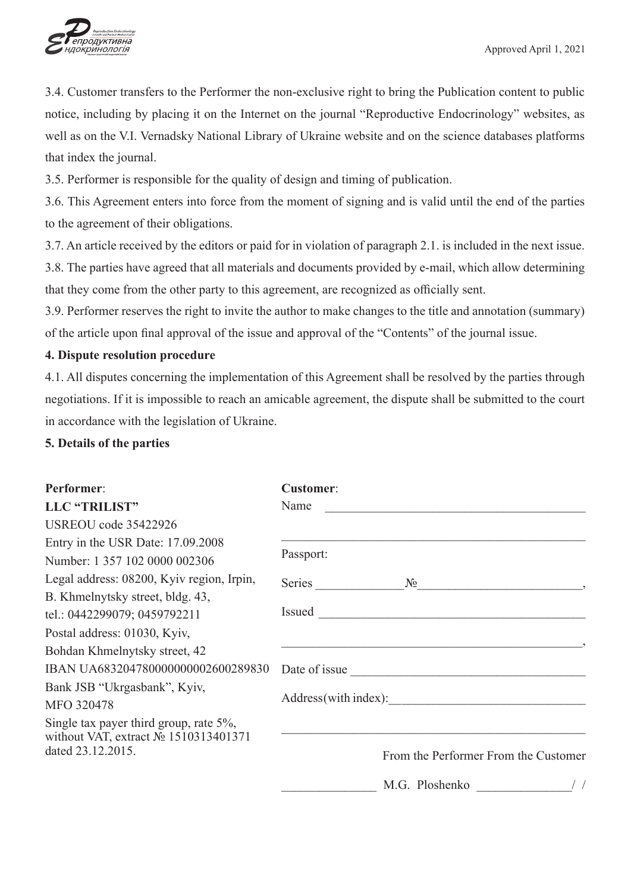3.4. Customer transfers to the Performer the non-exclusive right to bring the Publication content to public notice, including by placing it on the Internet on the journal "Reproductive Endocrinology" websites, as well as on the V.I. Vernadsky National Library of Ukraine website and on the science databases platforms that index the journal.

3.5. Performer is responsible for the quality of design and timing of publication.

3.6. This Agreement enters into force from the moment of signing and is valid until the end of the parties to the agreement of their obligations.

3.7. An article received by the editors or paid for in violation of paragraph 2.1. is included in the next issue.

3.8. The parties have agreed that all materials and documents provided by e-mail, which allow determining that they come from the other party to this agreement, are recognized as officially sent.

3.9. Performer reserves the right to invite the author to make changes to the title and annotation (summary) of the article upon final approval of the issue and approval of the "Contents" of the journal issue.

**4. Dispute resolution procedure**

4.1. All disputes concerning the implementation of this Agreement shall be resolved by the parties through negotiations. If it is impossible to reach an amicable agreement, the dispute shall be submitted to the court in accordance with the legislation of Ukraine.

**5. Details of the parties**

**Performer**:
**LLC "TRILIST"**
USREOU code 35422926
Entry in the USR Date: 17.09.2008
Number: 1 357 102 0000 002306
Legal address: 08200, Kyiv region, Irpin, B. Khmelnytsky street, bldg. 43,
tel.: 0442299079; 0459792211
Postal address: 01030, Kyiv,
Bohdan Khmelnytsky street, 42
IBAN UA683204780000000002600289830
Bank JSB "Ukrgasbank", Kyiv,
MFO 320478
Single tax payer third group, rate 5%, without VAT, extract № 1510313401371 dated 23.12.2015.

**Customer**:
Name ________________________________________

________________________________________________

Passport:

Series _____________№_________________________,

Issued __________________________________________

_______________________________________________,

Date of issue ____________________________________

Address(with index):______________________________

________________________________________________

From the Performer From the Customer

_____________ M.G. Ploshenko _____________/ /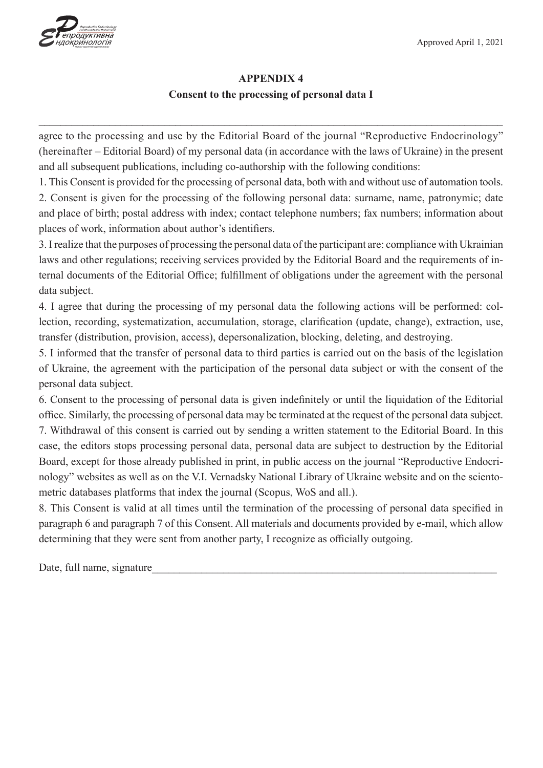## APPENDIX 4

### Consent to the processing of personal data I

\_\_\_\_\_\_\_\_\_\_\_\_\_\_\_\_\_\_\_\_\_\_\_\_\_\_\_\_\_\_\_\_\_\_\_\_\_\_\_\_\_\_\_\_\_\_\_\_\_\_\_\_\_\_\_\_\_\_\_\_\_\_\_\_\_\_\_\_\_\_\_\_\_\_\_\_\_\_\_\_\_\_\_\_

agree to the processing and use by the Editorial Board of the journal "Reproductive Endocrinology" (hereinafter – Editorial Board) of my personal data (in accordance with the laws of Ukraine) in the present and all subsequent publications, including co-authorship with the following conditions:

1. This Consent is provided for the processing of personal data, both with and without use of automation tools.
2. Consent is given for the processing of the following personal data: surname, name, patronymic; date and place of birth; postal address with index; contact telephone numbers; fax numbers; information about places of work, information about author's identifiers.
3. I realize that the purposes of processing the personal data of the participant are: compliance with Ukrainian laws and other regulations; receiving services provided by the Editorial Board and the requirements of internal documents of the Editorial Office; fulfillment of obligations under the agreement with the personal data subject.
4. I agree that during the processing of my personal data the following actions will be performed: collection, recording, systematization, accumulation, storage, clarification (update, change), extraction, use, transfer (distribution, provision, access), depersonalization, blocking, deleting, and destroying.
5. I informed that the transfer of personal data to third parties is carried out on the basis of the legislation of Ukraine, the agreement with the participation of the personal data subject or with the consent of the personal data subject.
6. Consent to the processing of personal data is given indefinitely or until the liquidation of the Editorial office. Similarly, the processing of personal data may be terminated at the request of the personal data subject.
7. Withdrawal of this consent is carried out by sending a written statement to the Editorial Board. In this case, the editors stops processing personal data, personal data are subject to destruction by the Editorial Board, except for those already published in print, in public access on the journal "Reproductive Endocrinology" websites as well as on the V.I. Vernadsky National Library of Ukraine website and on the scientometric databases platforms that index the journal (Scopus, WoS and all.).
8. This Consent is valid at all times until the termination of the processing of personal data specified in paragraph 6 and paragraph 7 of this Consent. All materials and documents provided by e-mail, which allow determining that they were sent from another party, I recognize as officially outgoing.

Date, full name, signature\_\_\_\_\_\_\_\_\_\_\_\_\_\_\_\_\_\_\_\_\_\_\_\_\_\_\_\_\_\_\_\_\_\_\_\_\_\_\_\_\_\_\_\_\_\_\_\_\_\_\_\_\_\_\_\_\_\_\_\_